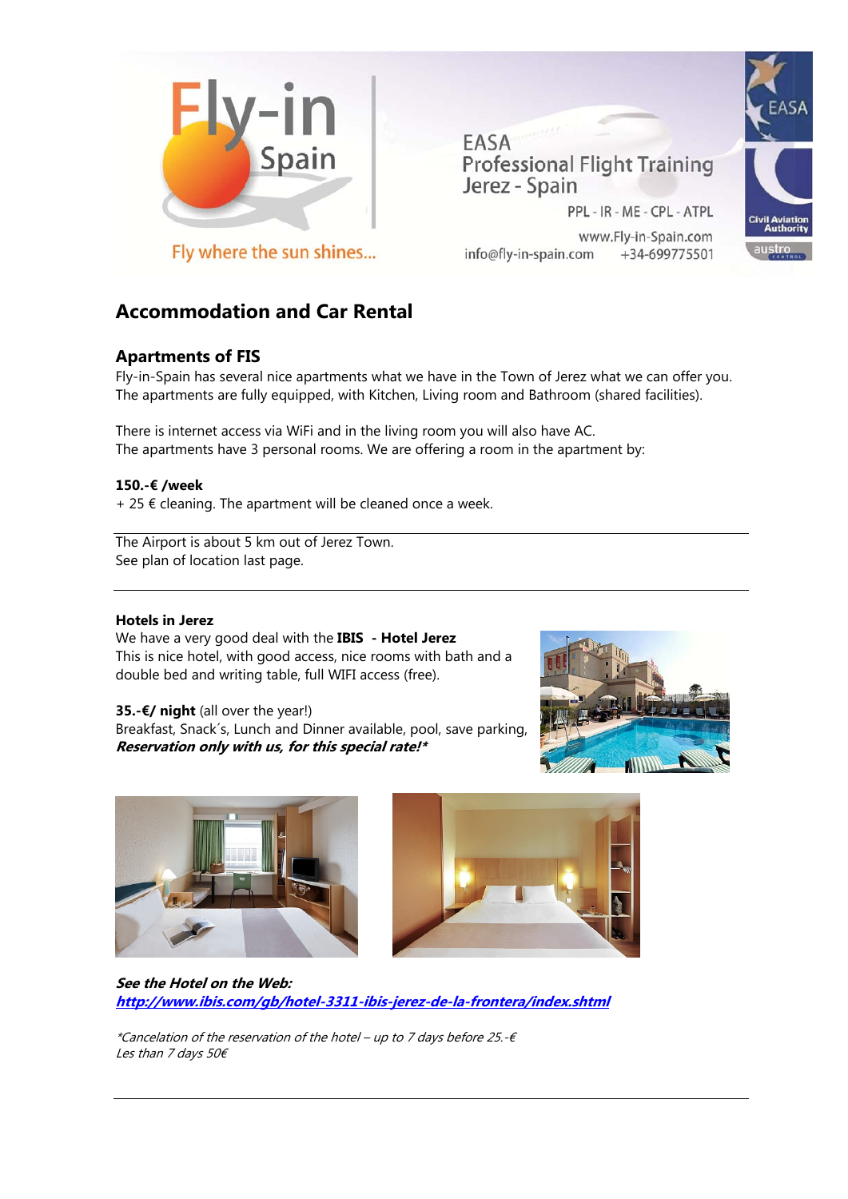Fly-in Spain

Fly where the sun shines...

EASA
Professional Flight Training
Jerez - Spain

PPL - IR - ME - CPL - ATPL

www.Fly-in-Spain.com
info@fly-in-spain.com +34-699775501

## Accommodation and Car Rental

### Apartments of FIS

Fly-in-Spain has several nice apartments what we have in the Town of Jerez what we can offer you. The apartments are fully equipped, with Kitchen, Living room and Bathroom (shared facilities).

There is internet access via WiFi and in the living room you will also have AC.
The apartments have 3 personal rooms. We are offering a room in the apartment by:

**150.-€ /week**
+ 25 € cleaning. The apartment will be cleaned once a week.

---

The Airport is about 5 km out of Jerez Town.
See plan of location last page.

---

**Hotels in Jerez**
We have a very good deal with the **IBIS - Hotel Jerez**
This is nice hotel, with good access, nice rooms with bath and a double bed and writing table, full WIFI access (free).

**35.-€/ night** (all over the year!)
Breakfast, Snack´s, Lunch and Dinner available, pool, save parking,
***Reservation only with us, for this special rate!****

***See the Hotel on the Web:***
***http://www.ibis.com/gb/hotel-3311-ibis-jerez-de-la-frontera/index.shtml***

*\*Cancelation of the reservation of the hotel – up to 7 days before 25.-€*
*Les than 7 days 50€*

---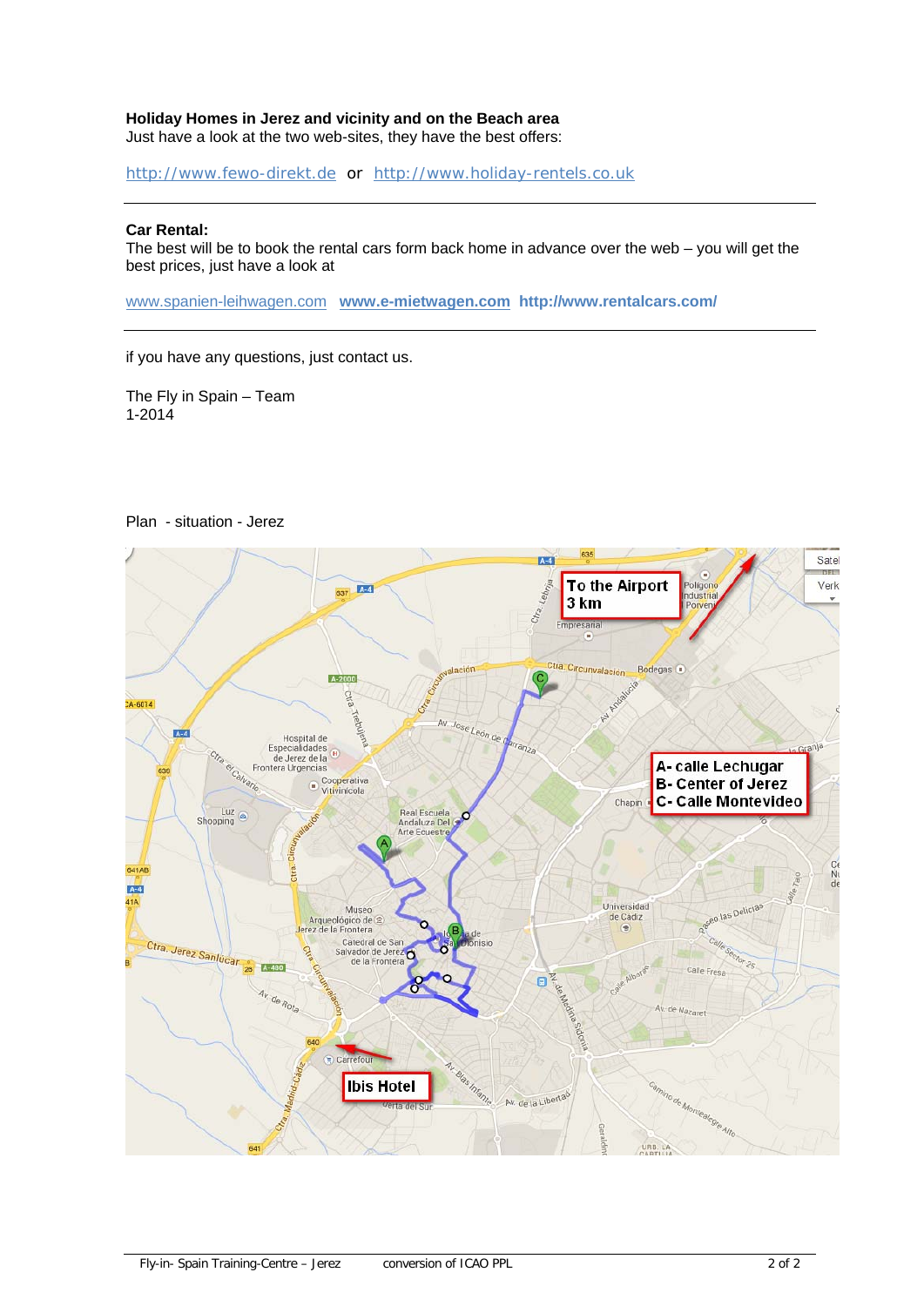**Holiday Homes in Jerez and vicinity and on the Beach area**
Just have a look at the two web-sites, they have the best offers:

http://www.fewo-direkt.de or http://www.holiday-rentels.co.uk

---

**Car Rental:**
The best will be to book the rental cars form back home in advance over the web – you will get the best prices, just have a look at

www.spanien-leihwagen.com **www.e-mietwagen.com** **http://www.rentalcars.com/**

---

if you have any questions, just contact us.

The Fly in Spain – Team
1-2014

Plan - situation - Jerez

To the Airport
3 km

A- calle Lechugar
B- Center of Jerez
C- Calle Montevideo

Ibis Hotel